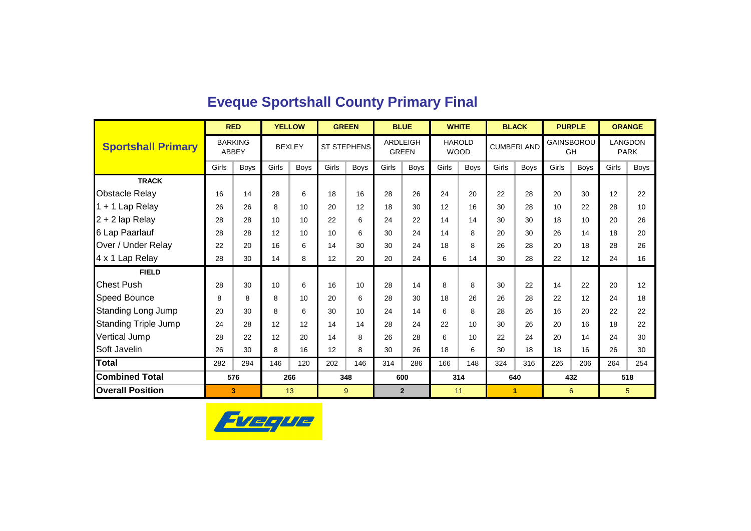# Eveque Sportshall County Primary Final

| Sportshall Primary | RED | | YELLOW | | GREEN | | BLUE | | WHITE | | BLACK | | PURPLE | | ORANGE | |
|---|---|---|---|---|---|---|---|---|---|---|---|---|---|---|---|---|
| | BARKING ABBEY | | BEXLEY | | ST STEPHENS | | ARDLEIGH GREEN | | HAROLD WOOD | | CUMBERLAND | | GAINSBOROUGH | | LANGDON PARK | |
| | Girls | Boys | Girls | Boys | Girls | Boys | Girls | Boys | Girls | Boys | Girls | Boys | Girls | Boys | Girls | Boys |
| **TRACK** | | | | | | | | | | | | | | | | |
| Obstacle Relay | 16 | 14 | 28 | 6 | 18 | 16 | 28 | 26 | 24 | 20 | 22 | 28 | 20 | 30 | 12 | 22 |
| 1 + 1 Lap Relay | 26 | 26 | 8 | 10 | 20 | 12 | 18 | 30 | 12 | 16 | 30 | 28 | 10 | 22 | 28 | 10 |
| 2 + 2 lap Relay | 28 | 28 | 10 | 10 | 22 | 6 | 24 | 22 | 14 | 14 | 30 | 30 | 18 | 10 | 20 | 26 |
| 6 Lap Paarlauf | 28 | 28 | 12 | 10 | 10 | 6 | 30 | 24 | 14 | 8 | 20 | 30 | 26 | 14 | 18 | 20 |
| Over / Under Relay | 22 | 20 | 16 | 6 | 14 | 30 | 30 | 24 | 18 | 8 | 26 | 28 | 20 | 18 | 28 | 26 |
| 4 x 1 Lap Relay | 28 | 30 | 14 | 8 | 12 | 20 | 20 | 24 | 6 | 14 | 30 | 28 | 22 | 12 | 24 | 16 |
| **FIELD** | | | | | | | | | | | | | | | | |
| Chest Push | 28 | 30 | 10 | 6 | 16 | 10 | 28 | 14 | 8 | 8 | 30 | 22 | 14 | 22 | 20 | 12 |
| Speed Bounce | 8 | 8 | 8 | 10 | 20 | 6 | 28 | 30 | 18 | 26 | 26 | 28 | 22 | 12 | 24 | 18 |
| Standing Long Jump | 20 | 30 | 8 | 6 | 30 | 10 | 24 | 14 | 6 | 8 | 28 | 26 | 16 | 20 | 22 | 22 |
| Standing Triple Jump | 24 | 28 | 12 | 12 | 14 | 14 | 28 | 24 | 22 | 10 | 30 | 26 | 20 | 16 | 18 | 22 |
| Vertical Jump | 28 | 22 | 12 | 20 | 14 | 8 | 26 | 28 | 6 | 10 | 22 | 24 | 20 | 14 | 24 | 30 |
| Soft Javelin | 26 | 30 | 8 | 16 | 12 | 8 | 30 | 26 | 18 | 6 | 30 | 18 | 18 | 16 | 26 | 30 |
| **Total** | 282 | 294 | 146 | 120 | 202 | 146 | 314 | 286 | 166 | 148 | 324 | 316 | 226 | 206 | 264 | 254 |
| **Combined Total** | 576 | | 266 | | 348 | | 600 | | 314 | | 640 | | 432 | | 518 | |
| **Overall Position** | 3 | | 13 | | 9 | | 2 | | 11 | | 1 | | 6 | | 5 | |

Eveque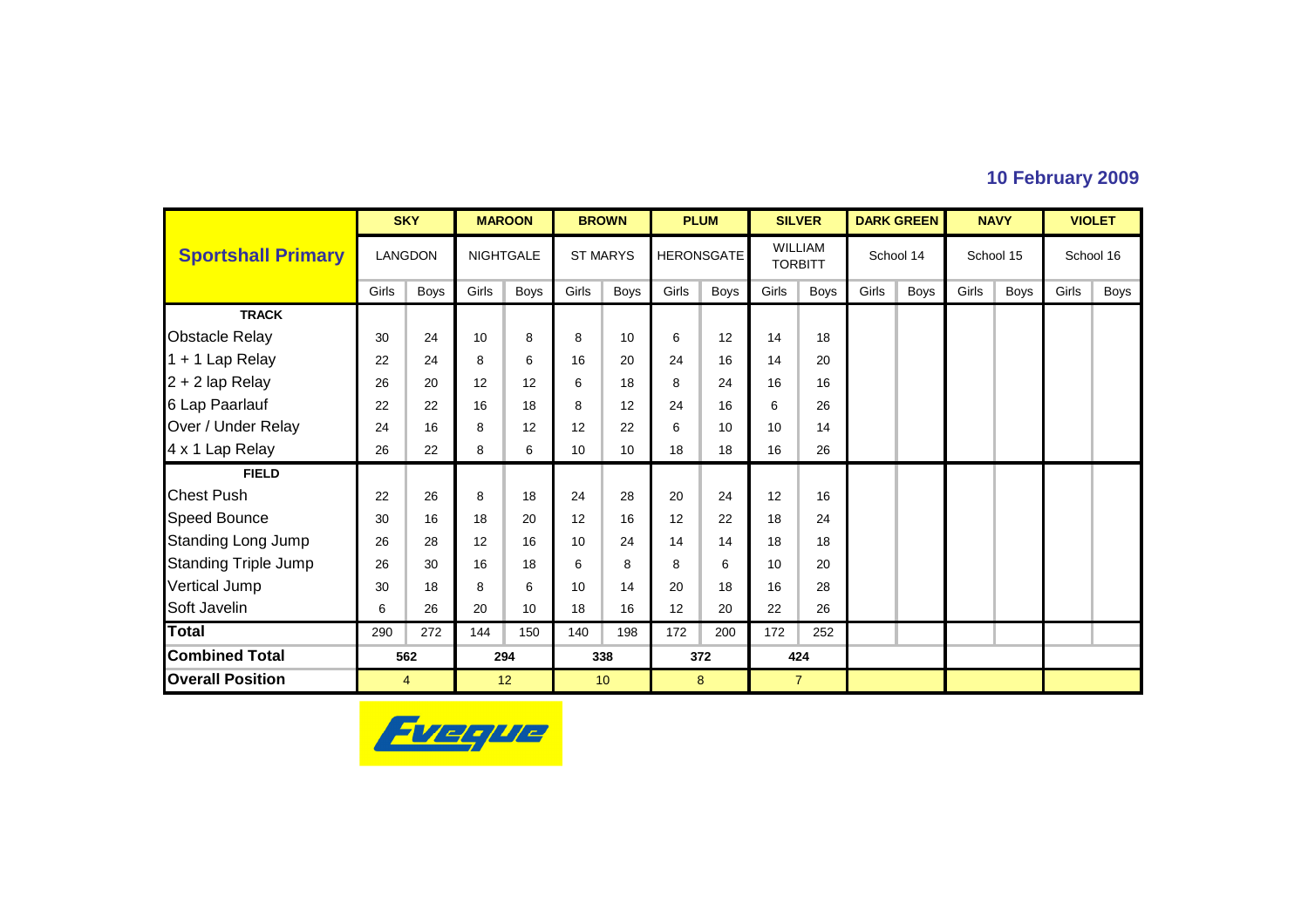**10 February 2009**

| Sportshall Primary | SKY | | MAROON | | BROWN | | PLUM | | SILVER | | DARK GREEN | | NAVY | | VIOLET | |
|---|---|---|---|---|---|---|---|---|---|---|---|---|---|---|---|---|
| | LANGDON | | NIGHTGALE | | ST MARYS | | HERONSGATE | | WILLIAM TORBITT | | School 14 | | School 15 | | School 16 | |
| | Girls | Boys | Girls | Boys | Girls | Boys | Girls | Boys | Girls | Boys | Girls | Boys | Girls | Boys | Girls | Boys |
| **TRACK** | | | | | | | | | | | | | | | | |
| Obstacle Relay | 30 | 24 | 10 | 8 | 8 | 10 | 6 | 12 | 14 | 18 | | | | | | |
| 1 + 1 Lap Relay | 22 | 24 | 8 | 6 | 16 | 20 | 24 | 16 | 14 | 20 | | | | | | |
| 2 + 2 lap Relay | 26 | 20 | 12 | 12 | 6 | 18 | 8 | 24 | 16 | 16 | | | | | | |
| 6 Lap Paarlauf | 22 | 22 | 16 | 18 | 8 | 12 | 24 | 16 | 6 | 26 | | | | | | |
| Over / Under Relay | 24 | 16 | 8 | 12 | 12 | 22 | 6 | 10 | 10 | 14 | | | | | | |
| 4 x 1 Lap Relay | 26 | 22 | 8 | 6 | 10 | 10 | 18 | 18 | 16 | 26 | | | | | | |
| **FIELD** | | | | | | | | | | | | | | | | |
| Chest Push | 22 | 26 | 8 | 18 | 24 | 28 | 20 | 24 | 12 | 16 | | | | | | |
| Speed Bounce | 30 | 16 | 18 | 20 | 12 | 16 | 12 | 22 | 18 | 24 | | | | | | |
| Standing Long Jump | 26 | 28 | 12 | 16 | 10 | 24 | 14 | 14 | 18 | 18 | | | | | | |
| Standing Triple Jump | 26 | 30 | 16 | 18 | 6 | 8 | 8 | 6 | 10 | 20 | | | | | | |
| Vertical Jump | 30 | 18 | 8 | 6 | 10 | 14 | 20 | 18 | 16 | 28 | | | | | | |
| Soft Javelin | 6 | 26 | 20 | 10 | 18 | 16 | 12 | 20 | 22 | 26 | | | | | | |
| **Total** | 290 | 272 | 144 | 150 | 140 | 198 | 172 | 200 | 172 | 252 | | | | | | |
| **Combined Total** | 562 | | 294 | | 338 | | 372 | | 424 | | | | | | | |
| **Overall Position** | 4 | | 12 | | 10 | | 8 | | 7 | | | | | | | |

Eveque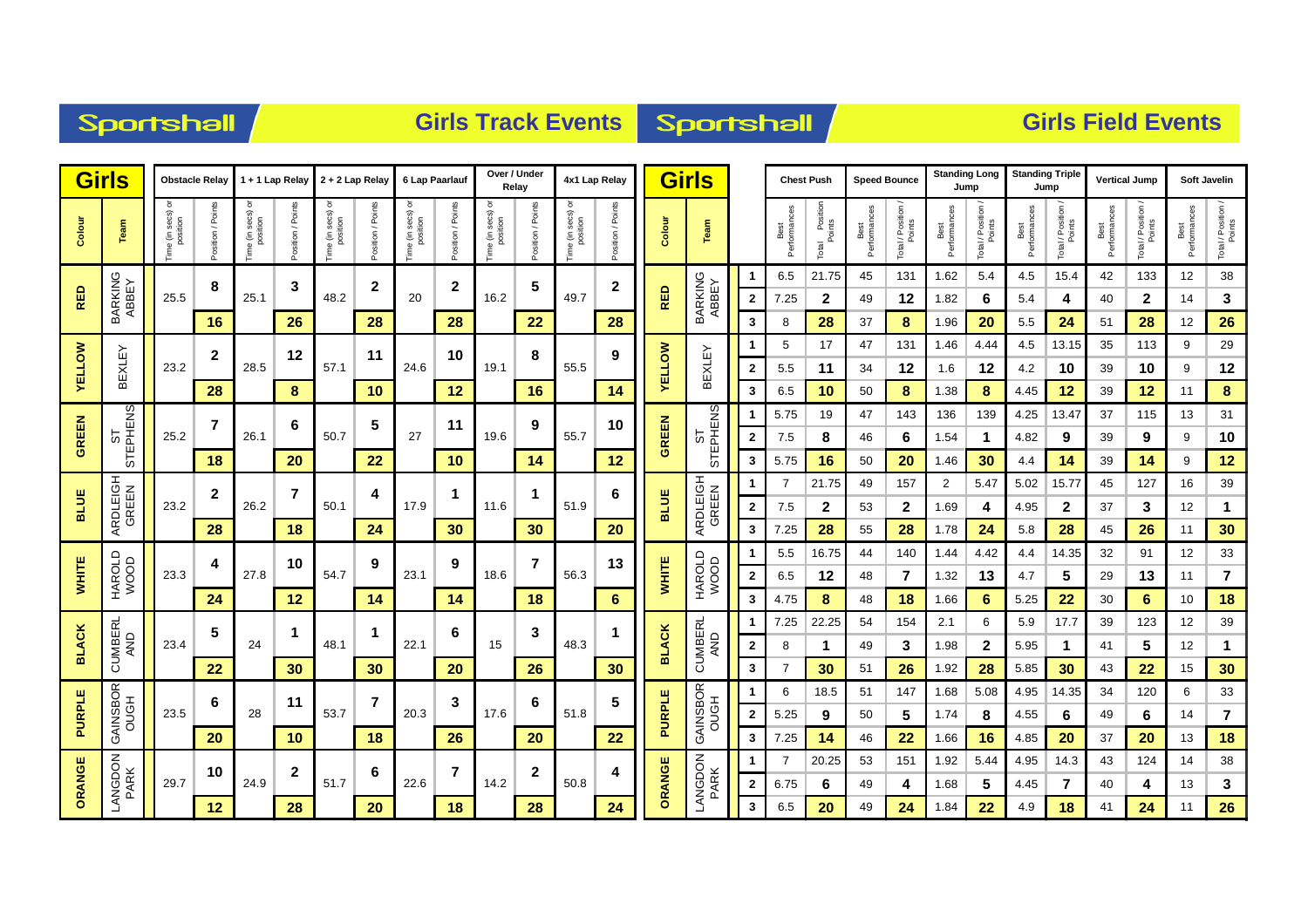## Sportshall — Girls Track Events

| Colour | Team | Obstacle Relay Time (in secs) or position | Obstacle Relay Position / Points | 1 + 1 Lap Relay Time (in secs) or position | 1 + 1 Lap Relay Position / Points | 2 + 2 Lap Relay Time (in secs) or position | 2 + 2 Lap Relay Position / Points | 6 Lap Paarlauf Time (in secs) or position | 6 Lap Paarlauf Position / Points | Over / Under Relay Time (in secs) or position | Over / Under Relay Position / Points | 4x1 Lap Relay Time (in secs) or position | 4x1 Lap Relay Position / Points |
|---|---|---|---|---|---|---|---|---|---|---|---|---|---|
| RED | BARKING ABBEY | 25.5 | 8 | 25.1 | 3 | 48.2 | 2 | 20 | 2 | 16.2 | 5 | 49.7 | 2 |
| | | | **16** | | **26** | | **28** | | **28** | | **22** | | **28** |
| YELLOW | BEXLEY | 23.2 | 2 | 28.5 | 12 | 57.1 | 11 | 24.6 | 10 | 19.1 | 8 | 55.5 | 9 |
| | | | **28** | | **8** | | **10** | | **12** | | **16** | | **14** |
| GREEN | ST STEPHENS | 25.2 | 7 | 26.1 | 6 | 50.7 | 5 | 27 | 11 | 19.6 | 9 | 55.7 | 10 |
| | | | **18** | | **20** | | **22** | | **10** | | **14** | | **12** |
| BLUE | ARDLEIGH GREEN | 23.2 | 2 | 26.2 | 7 | 50.1 | 4 | 17.9 | 1 | 11.6 | 1 | 51.9 | 6 |
| | | | **28** | | **18** | | **24** | | **30** | | **30** | | **20** |
| WHITE | HAROLD WOOD | 23.3 | 4 | 27.8 | 10 | 54.7 | 9 | 23.1 | 9 | 18.6 | 7 | 56.3 | 13 |
| | | | **24** | | **12** | | **14** | | **14** | | **18** | | **6** |
| BLACK | CUMBERLAND | 23.4 | 5 | 24 | 1 | 48.1 | 1 | 22.1 | 6 | 15 | 3 | 48.3 | 1 |
| | | | **22** | | **30** | | **30** | | **20** | | **26** | | **30** |
| PURPLE | GAINSBOROUGH | 23.5 | 6 | 28 | 11 | 53.7 | 7 | 20.3 | 3 | 17.6 | 6 | 51.8 | 5 |
| | | | **20** | | **10** | | **18** | | **26** | | **20** | | **22** |
| ORANGE | LANGDON PARK | 29.7 | 10 | 24.9 | 2 | 51.7 | 6 | 22.6 | 7 | 14.2 | 2 | 50.8 | 4 |
| | | | **12** | | **28** | | **20** | | **18** | | **28** | | **24** |

## Sportshall — Girls Field Events

| Colour | Team | | Chest Push Best Performances | Chest Push Total / Position / Points | Speed Bounce Best Performances | Speed Bounce Total / Position / Points | Standing Long Jump Best Performances | Standing Long Jump Total / Position / Points | Standing Triple Jump Best Performances | Standing Triple Jump Total / Position / Points | Vertical Jump Best Performances | Vertical Jump Total / Position / Points | Soft Javelin Best Performances | Soft Javelin Total / Position / Points |
|---|---|---|---|---|---|---|---|---|---|---|---|---|---|---|
| RED | BARKING ABBEY | 1 | 6.5 | 21.75 | 45 | 131 | 1.62 | 5.4 | 4.5 | 15.4 | 42 | 133 | 12 | 38 |
| | | 2 | 7.25 | **2** | 49 | **12** | 1.82 | **6** | 5.4 | **4** | 40 | **2** | 14 | **3** |
| | | 3 | 8 | **28** | 37 | **8** | 1.96 | **20** | 5.5 | **24** | 51 | **28** | 12 | **26** |
| YELLOW | BEXLEY | 1 | 5 | 17 | 47 | 131 | 1.46 | 4.44 | 4.5 | 13.15 | 35 | 113 | 9 | 29 |
| | | 2 | 5.5 | **11** | 34 | **12** | 1.6 | **12** | 4.2 | **10** | 39 | **10** | 9 | **12** |
| | | 3 | 6.5 | **10** | 50 | **8** | 1.38 | **8** | 4.45 | **12** | 39 | **12** | 11 | **8** |
| GREEN | ST STEPHENS | 1 | 5.75 | 19 | 47 | 143 | 136 | 139 | 4.25 | 13.47 | 37 | 115 | 13 | 31 |
| | | 2 | 7.5 | **8** | 46 | **6** | 1.54 | **1** | 4.82 | **9** | 39 | **9** | 9 | **10** |
| | | 3 | 5.75 | **16** | 50 | **20** | 1.46 | **30** | 4.4 | **14** | 39 | **14** | 9 | **12** |
| BLUE | ARDLEIGH GREEN | 1 | 7 | 21.75 | 49 | 157 | 2 | 5.47 | 5.02 | 15.77 | 45 | 127 | 16 | 39 |
| | | 2 | 7.5 | **2** | 53 | **2** | 1.69 | **4** | 4.95 | **2** | 37 | **3** | 12 | **1** |
| | | 3 | 7.25 | **28** | 55 | **28** | 1.78 | **24** | 5.8 | **28** | 45 | **26** | 11 | **30** |
| WHITE | HAROLD WOOD | 1 | 5.5 | 16.75 | 44 | 140 | 1.44 | 4.42 | 4.4 | 14.35 | 32 | 91 | 12 | 33 |
| | | 2 | 6.5 | **12** | 48 | **7** | 1.32 | **13** | 4.7 | **5** | 29 | **13** | 11 | **7** |
| | | 3 | 4.75 | **8** | 48 | **18** | 1.66 | **6** | 5.25 | **22** | 30 | **6** | 10 | **18** |
| BLACK | CUMBERLAND | 1 | 7.25 | 22.25 | 54 | 154 | 2.1 | 6 | 5.9 | 17.7 | 39 | 123 | 12 | 39 |
| | | 2 | 8 | **1** | 49 | **3** | 1.98 | **2** | 5.95 | **1** | 41 | **5** | 12 | **1** |
| | | 3 | 7 | **30** | 51 | **26** | 1.92 | **28** | 5.85 | **30** | 43 | **22** | 15 | **30** |
| PURPLE | GAINSBOROUGH | 1 | 6 | 18.5 | 51 | 147 | 1.68 | 5.08 | 4.95 | 14.35 | 34 | 120 | 6 | 33 |
| | | 2 | 5.25 | **9** | 50 | **5** | 1.74 | **8** | 4.55 | **6** | 49 | **6** | 14 | **7** |
| | | 3 | 7.25 | **14** | 46 | **22** | 1.66 | **16** | 4.85 | **20** | 37 | **20** | 13 | **18** |
| ORANGE | LANGDON PARK | 1 | 7 | 20.25 | 53 | 151 | 1.92 | 5.44 | 4.95 | 14.3 | 43 | 124 | 14 | 38 |
| | | 2 | 6.75 | **6** | 49 | **4** | 1.68 | **5** | 4.45 | **7** | 40 | **4** | 13 | **3** |
| | | 3 | 6.5 | **20** | 49 | **24** | 1.84 | **22** | 4.9 | **18** | 41 | **24** | 11 | **26** |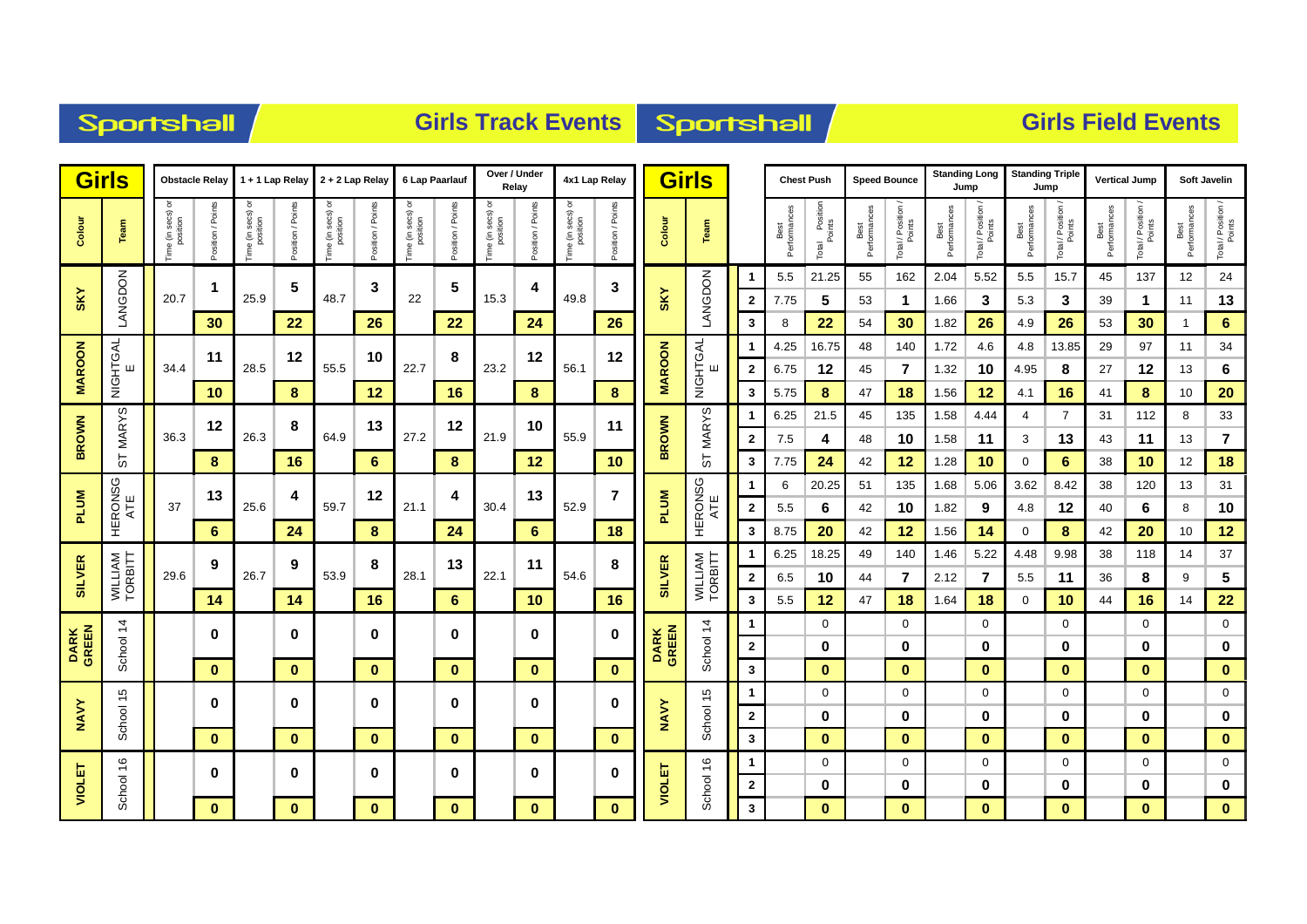# Sportshall — Girls Track Events

| Colour | Team | Obstacle Relay Time (in secs) or position | Obstacle Relay Position / Points | 1 + 1 Lap Relay Time (in secs) or position | 1 + 1 Lap Relay Position / Points | 2 + 2 Lap Relay Time (in secs) or position | 2 + 2 Lap Relay Position / Points | 6 Lap Paarlauf Time (in secs) or position | 6 Lap Paarlauf Position / Points | Over / Under Relay Time (in secs) or position | Over / Under Relay Position / Points | 4x1 Lap Relay Time (in secs) or position | 4x1 Lap Relay Position / Points |
|---|---|---|---|---|---|---|---|---|---|---|---|---|---|
| SKY | LANGDON | 20.7 | 1 | 25.9 | 5 | 48.7 | 3 | 22 | 5 | 15.3 | 4 | 49.8 | 3 |
| | | | **30** | | **22** | | **26** | | **22** | | **24** | | **26** |
| MAROON | NIGHTGALE | 34.4 | 11 | 28.5 | 12 | 55.5 | 10 | 22.7 | 8 | 23.2 | 12 | 56.1 | 12 |
| | | | **10** | | **8** | | **12** | | **16** | | **8** | | **8** |
| BROWN | ST MARYS | 36.3 | 12 | 26.3 | 8 | 64.9 | 13 | 27.2 | 12 | 21.9 | 10 | 55.9 | 11 |
| | | | **8** | | **16** | | **6** | | **8** | | **12** | | **10** |
| PLUM | HERONSGATE | 37 | 13 | 25.6 | 4 | 59.7 | 12 | 21.1 | 4 | 30.4 | 13 | 52.9 | 7 |
| | | | **6** | | **24** | | **8** | | **24** | | **6** | | **18** |
| SILVER | WILLIAM TORBITT | 29.6 | 9 | 26.7 | 9 | 53.9 | 8 | 28.1 | 13 | 22.1 | 11 | 54.6 | 8 |
| | | | **14** | | **14** | | **16** | | **6** | | **10** | | **16** |
| DARK GREEN | School 14 | | 0 | | 0 | | 0 | | 0 | | 0 | | 0 |
| | | | **0** | | **0** | | **0** | | **0** | | **0** | | **0** |
| NAVY | School 15 | | 0 | | 0 | | 0 | | 0 | | 0 | | 0 |
| | | | **0** | | **0** | | **0** | | **0** | | **0** | | **0** |
| VIOLET | School 16 | | 0 | | 0 | | 0 | | 0 | | 0 | | 0 |
| | | | **0** | | **0** | | **0** | | **0** | | **0** | | **0** |

# Sportshall — Girls Field Events

| Colour | Team | | Chest Push Best Performances | Chest Push Total / Position / Points | Speed Bounce Best Performances | Speed Bounce Total / Position / Points | Standing Long Jump Best Performances | Standing Long Jump Total / Position / Points | Standing Triple Jump Best Performances | Standing Triple Jump Total / Position / Points | Vertical Jump Best Performances | Vertical Jump Total / Position / Points | Soft Javelin Best Performances | Soft Javelin Total / Position / Points |
|---|---|---|---|---|---|---|---|---|---|---|---|---|---|---|
| SKY | LANGDON | 1 | 5.5 | 21.25 | 55 | 162 | 2.04 | 5.52 | 5.5 | 15.7 | 45 | 137 | 12 | 24 |
| | | 2 | 7.75 | 5 | 53 | 1 | 1.66 | 3 | 5.3 | 3 | 39 | 1 | 11 | 13 |
| | | 3 | 8 | **22** | 54 | **30** | 1.82 | **26** | 4.9 | **26** | 53 | **30** | 1 | **6** |
| MAROON | NIGHTGALE | 1 | 4.25 | 16.75 | 48 | 140 | 1.72 | 4.6 | 4.8 | 13.85 | 29 | 97 | 11 | 34 |
| | | 2 | 6.75 | 12 | 45 | 7 | 1.32 | 10 | 4.95 | 8 | 27 | 12 | 13 | 6 |
| | | 3 | 5.75 | **8** | 47 | **18** | 1.56 | **12** | 4.1 | **16** | 41 | **8** | 10 | **20** |
| BROWN | ST MARYS | 1 | 6.25 | 21.5 | 45 | 135 | 1.58 | 4.44 | 4 | 7 | 31 | 112 | 8 | 33 |
| | | 2 | 7.5 | 4 | 48 | 10 | 1.58 | 11 | 3 | 13 | 43 | 11 | 13 | 7 |
| | | 3 | 7.75 | **24** | 42 | **12** | 1.28 | **10** | 0 | **6** | 38 | **10** | 12 | **18** |
| PLUM | HERONSGATE | 1 | 6 | 20.25 | 51 | 135 | 1.68 | 5.06 | 3.62 | 8.42 | 38 | 120 | 13 | 31 |
| | | 2 | 5.5 | 6 | 42 | 10 | 1.82 | 9 | 4.8 | 12 | 40 | 6 | 8 | 10 |
| | | 3 | 8.75 | **20** | 42 | **12** | 1.56 | **14** | 0 | **8** | 42 | **20** | 10 | **12** |
| SILVER | WILLIAM TORBITT | 1 | 6.25 | 18.25 | 49 | 140 | 1.46 | 5.22 | 4.48 | 9.98 | 38 | 118 | 14 | 37 |
| | | 2 | 6.5 | 10 | 44 | 7 | 2.12 | 7 | 5.5 | 11 | 36 | 8 | 9 | 5 |
| | | 3 | 5.5 | **12** | 47 | **18** | 1.64 | **18** | 0 | **10** | 44 | **16** | 14 | **22** |
| DARK GREEN | School 14 | 1 | | 0 | | 0 | | 0 | | 0 | | 0 | | 0 |
| | | 2 | | 0 | | 0 | | 0 | | 0 | | 0 | | 0 |
| | | 3 | | **0** | | **0** | | **0** | | **0** | | **0** | | **0** |
| NAVY | School 15 | 1 | | 0 | | 0 | | 0 | | 0 | | 0 | | 0 |
| | | 2 | | 0 | | 0 | | 0 | | 0 | | 0 | | 0 |
| | | 3 | | **0** | | **0** | | **0** | | **0** | | **0** | | **0** |
| VIOLET | School 16 | 1 | | 0 | | 0 | | 0 | | 0 | | 0 | | 0 |
| | | 2 | | 0 | | 0 | | 0 | | 0 | | 0 | | 0 |
| | | 3 | | **0** | | **0** | | **0** | | **0** | | **0** | | **0** |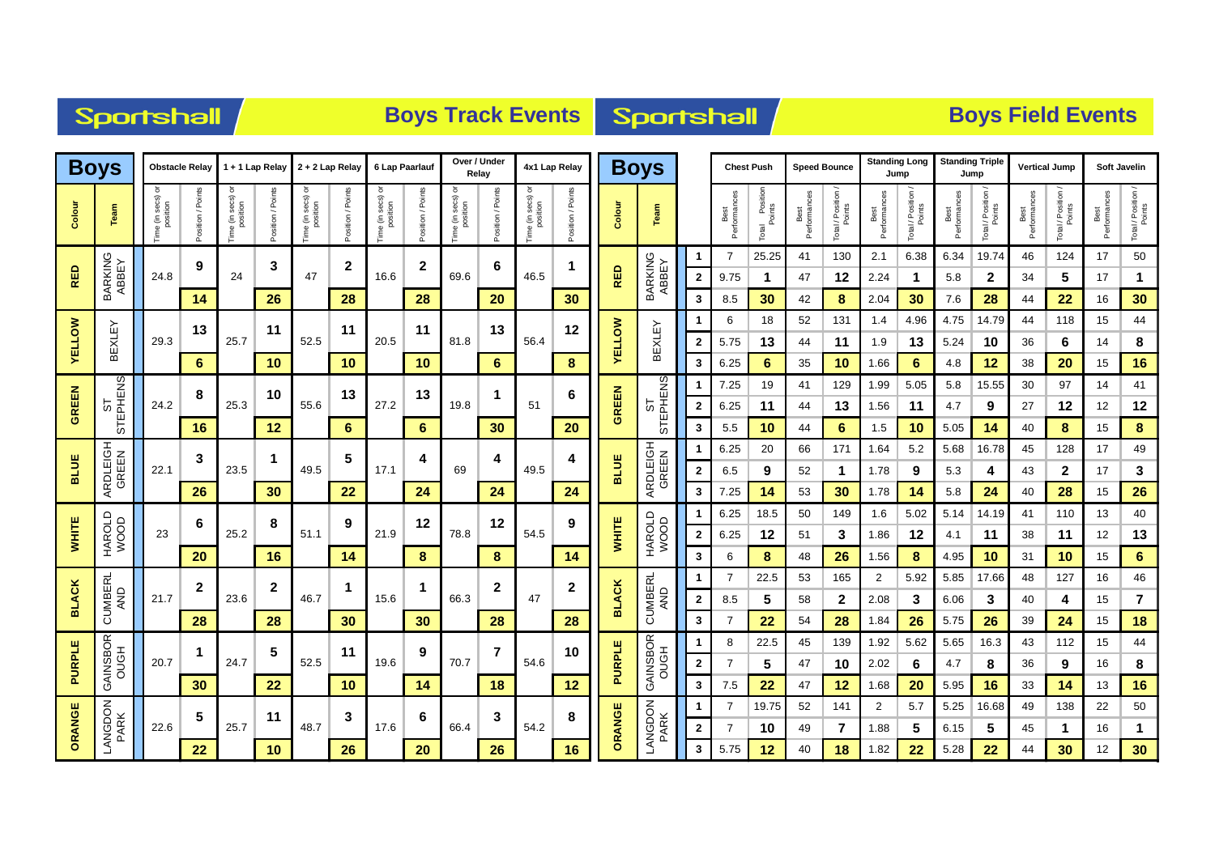## Sportshall — Boys Track Events

| Colour | Team | Obstacle Relay Time (in secs) or position | Obstacle Relay Position / Points | 1 + 1 Lap Relay Time (in secs) or position | 1 + 1 Lap Relay Position / Points | 2 + 2 Lap Relay Time (in secs) or position | 2 + 2 Lap Relay Position / Points | 6 Lap Paarlauf Time (in secs) or position | 6 Lap Paarlauf Position / Points | Over / Under Relay Time (in secs) or position | Over / Under Relay Position / Points | 4x1 Lap Relay Time (in secs) or position | 4x1 Lap Relay Position / Points |
|---|---|---|---|---|---|---|---|---|---|---|---|---|---|
| RED | BARKING ABBEY | 24.8 | 9 | 24 | 3 | 47 | 2 | 16.6 | 2 | 69.6 | 6 | 46.5 | 1 |
| | | | 14 | | 26 | | 28 | | 28 | | 20 | | 30 |
| YELLOW | BEXLEY | 29.3 | 13 | 25.7 | 11 | 52.5 | 11 | 20.5 | 11 | 81.8 | 13 | 56.4 | 12 |
| | | | 6 | | 10 | | 10 | | 10 | | 6 | | 8 |
| GREEN | ST STEPHENS | 24.2 | 8 | 25.3 | 10 | 55.6 | 13 | 27.2 | 13 | 19.8 | 1 | 51 | 6 |
| | | | 16 | | 12 | | 6 | | 6 | | 30 | | 20 |
| BLUE | ARDLEIGH GREEN | 22.1 | 3 | 23.5 | 1 | 49.5 | 5 | 17.1 | 4 | 69 | 4 | 49.5 | 4 |
| | | | 26 | | 30 | | 22 | | 24 | | 24 | | 24 |
| WHITE | HAROLD WOOD | 23 | 6 | 25.2 | 8 | 51.1 | 9 | 21.9 | 12 | 78.8 | 12 | 54.5 | 9 |
| | | | 20 | | 16 | | 14 | | 8 | | 8 | | 14 |
| BLACK | CUMBERLAND | 21.7 | 2 | 23.6 | 2 | 46.7 | 1 | 15.6 | 1 | 66.3 | 2 | 47 | 2 |
| | | | 28 | | 28 | | 30 | | 30 | | 28 | | 28 |
| PURPLE | GAINSBOROUGH | 20.7 | 1 | 24.7 | 5 | 52.5 | 11 | 19.6 | 9 | 70.7 | 7 | 54.6 | 10 |
| | | | 30 | | 22 | | 10 | | 14 | | 18 | | 12 |
| ORANGE | LANGDON PARK | 22.6 | 5 | 25.7 | 11 | 48.7 | 3 | 17.6 | 6 | 66.4 | 3 | 54.2 | 8 |
| | | | 22 | | 10 | | 26 | | 20 | | 26 | | 16 |

## Sportshall — Boys Field Events

| Colour | Team | | Chest Push Best Performances | Chest Push Total Position Points | Speed Bounce Best Performances | Speed Bounce Total / Position / Points | Standing Long Jump Best Performances | Standing Long Jump Total / Position / Points | Standing Triple Jump Best Performances | Standing Triple Jump Total / Position / Points | Vertical Jump Best Performances | Vertical Jump Total / Position / Points | Soft Javelin Best Performances | Soft Javelin Total / Position / Points |
|---|---|---|---|---|---|---|---|---|---|---|---|---|---|---|
| RED | BARKING ABBEY | 1 | 7 | 25.25 | 41 | 130 | 2.1 | 6.38 | 6.34 | 19.74 | 46 | 124 | 17 | 50 |
| | | 2 | 9.75 | 1 | 47 | 12 | 2.24 | 1 | 5.8 | 2 | 34 | 5 | 17 | 1 |
| | | 3 | 8.5 | 30 | 42 | 8 | 2.04 | 30 | 7.6 | 28 | 44 | 22 | 16 | 30 |
| YELLOW | BEXLEY | 1 | 6 | 18 | 52 | 131 | 1.4 | 4.96 | 4.75 | 14.79 | 44 | 118 | 15 | 44 |
| | | 2 | 5.75 | 13 | 44 | 11 | 1.9 | 13 | 5.24 | 10 | 36 | 6 | 14 | 8 |
| | | 3 | 6.25 | 6 | 35 | 10 | 1.66 | 6 | 4.8 | 12 | 38 | 20 | 15 | 16 |
| GREEN | ST STEPHENS | 1 | 7.25 | 19 | 41 | 129 | 1.99 | 5.05 | 5.8 | 15.55 | 30 | 97 | 14 | 41 |
| | | 2 | 6.25 | 11 | 44 | 13 | 1.56 | 11 | 4.7 | 9 | 27 | 12 | 12 | 12 |
| | | 3 | 5.5 | 10 | 44 | 6 | 1.5 | 10 | 5.05 | 14 | 40 | 8 | 15 | 8 |
| BLUE | ARDLEIGH GREEN | 1 | 6.25 | 20 | 66 | 171 | 1.64 | 5.2 | 5.68 | 16.78 | 45 | 128 | 17 | 49 |
| | | 2 | 6.5 | 9 | 52 | 1 | 1.78 | 9 | 5.3 | 4 | 43 | 2 | 17 | 3 |
| | | 3 | 7.25 | 14 | 53 | 30 | 1.78 | 14 | 5.8 | 24 | 40 | 28 | 15 | 26 |
| WHITE | HAROLD WOOD | 1 | 6.25 | 18.5 | 50 | 149 | 1.6 | 5.02 | 5.14 | 14.19 | 41 | 110 | 13 | 40 |
| | | 2 | 6.25 | 12 | 51 | 3 | 1.86 | 12 | 4.1 | 11 | 38 | 11 | 12 | 13 |
| | | 3 | 6 | 8 | 48 | 26 | 1.56 | 8 | 4.95 | 10 | 31 | 10 | 15 | 6 |
| BLACK | CUMBERLAND | 1 | 7 | 22.5 | 53 | 165 | 2 | 5.92 | 5.85 | 17.66 | 48 | 127 | 16 | 46 |
| | | 2 | 8.5 | 5 | 58 | 2 | 2.08 | 3 | 6.06 | 3 | 40 | 4 | 15 | 7 |
| | | 3 | 7 | 22 | 54 | 28 | 1.84 | 26 | 5.75 | 26 | 39 | 24 | 15 | 18 |
| PURPLE | GAINSBOROUGH | 1 | 8 | 22.5 | 45 | 139 | 1.92 | 5.62 | 5.65 | 16.3 | 43 | 112 | 15 | 44 |
| | | 2 | 7 | 5 | 47 | 10 | 2.02 | 6 | 4.7 | 8 | 36 | 9 | 16 | 8 |
| | | 3 | 7.5 | 22 | 47 | 12 | 1.68 | 20 | 5.95 | 16 | 33 | 14 | 13 | 16 |
| ORANGE | LANGDON PARK | 1 | 7 | 19.75 | 52 | 141 | 2 | 5.7 | 5.25 | 16.68 | 49 | 138 | 22 | 50 |
| | | 2 | 7 | 10 | 49 | 7 | 1.88 | 5 | 6.15 | 5 | 45 | 1 | 16 | 1 |
| | | 3 | 5.75 | 12 | 40 | 18 | 1.82 | 22 | 5.28 | 22 | 44 | 30 | 12 | 30 |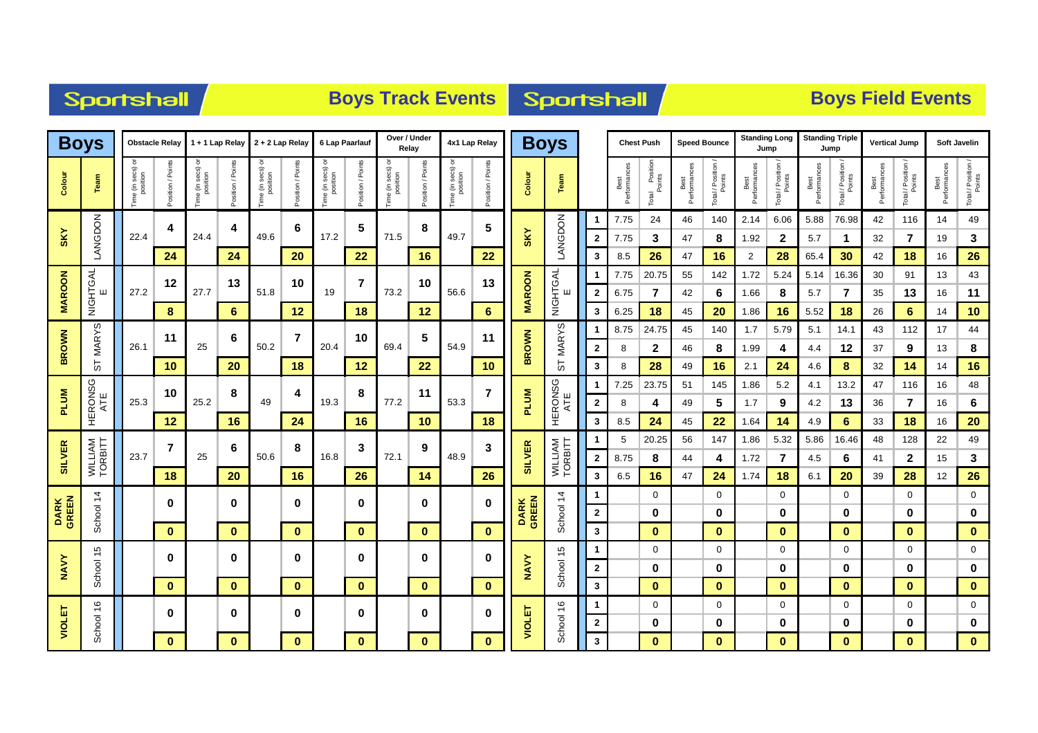## Sportshall — Boys Track Events

| Colour | Team | Obstacle Relay Time (in secs) or position | Obstacle Relay Position / Points | 1 + 1 Lap Relay Time (in secs) or position | 1 + 1 Lap Relay Position / Points | 2 + 2 Lap Relay Time (in secs) or position | 2 + 2 Lap Relay Position / Points | 6 Lap Paarlauf Time (in secs) or position | 6 Lap Paarlauf Position / Points | Over / Under Relay Time (in secs) or position | Over / Under Relay Position / Points | 4x1 Lap Relay Time (in secs) or position | 4x1 Lap Relay Position / Points |
|---|---|---|---|---|---|---|---|---|---|---|---|---|---|
| SKY | LANGDON | 22.4 | 4 | 24.4 | 4 | 49.6 | 6 | 17.2 | 5 | 71.5 | 8 | 49.7 | 5 |
| | | | 24 | | 24 | | 20 | | 22 | | 16 | | 22 |
| MAROON | NIGHTGALE | 27.2 | 12 | 27.7 | 13 | 51.8 | 10 | 19 | 7 | 73.2 | 10 | 56.6 | 13 |
| | | | 8 | | 6 | | 12 | | 18 | | 12 | | 6 |
| BROWN | ST MARYS | 26.1 | 11 | 25 | 6 | 50.2 | 7 | 20.4 | 10 | 69.4 | 5 | 54.9 | 11 |
| | | | 10 | | 20 | | 18 | | 12 | | 22 | | 10 |
| PLUM | HERONSGATE | 25.3 | 10 | 25.2 | 8 | 49 | 4 | 19.3 | 8 | 77.2 | 11 | 53.3 | 7 |
| | | | 12 | | 16 | | 24 | | 16 | | 10 | | 18 |
| SILVER | WILLIAM TORBITT | 23.7 | 7 | 25 | 6 | 50.6 | 8 | 16.8 | 3 | 72.1 | 9 | 48.9 | 3 |
| | | | 18 | | 20 | | 16 | | 26 | | 14 | | 26 |
| DARK GREEN | School 14 | | 0 | | 0 | | 0 | | 0 | | 0 | | 0 |
| | | | 0 | | 0 | | 0 | | 0 | | 0 | | 0 |
| NAVY | School 15 | | 0 | | 0 | | 0 | | 0 | | 0 | | 0 |
| | | | 0 | | 0 | | 0 | | 0 | | 0 | | 0 |
| VIOLET | School 16 | | 0 | | 0 | | 0 | | 0 | | 0 | | 0 |
| | | | 0 | | 0 | | 0 | | 0 | | 0 | | 0 |

## Sportshall — Boys Field Events

| Colour | Team | | Chest Push Best Performances | Chest Push Total Position Points | Speed Bounce Best Performances | Speed Bounce Total / Position / Points | Standing Long Jump Best Performances | Standing Long Jump Total / Position / Points | Standing Triple Jump Best Performances | Standing Triple Jump Total / Position / Points | Vertical Jump Best Performances | Vertical Jump Total / Position / Points | Soft Javelin Best Performances | Soft Javelin Total / Position / Points |
|---|---|---|---|---|---|---|---|---|---|---|---|---|---|---|
| SKY | LANGDON | 1 | 7.75 | 24 | 46 | 140 | 2.14 | 6.06 | 5.88 | 76.98 | 42 | 116 | 14 | 49 |
| | | 2 | 7.75 | 3 | 47 | 8 | 1.92 | 2 | 5.7 | 1 | 32 | 7 | 19 | 3 |
| | | 3 | 8.5 | 26 | 47 | 16 | 2 | 28 | 65.4 | 30 | 42 | 18 | 16 | 26 |
| MAROON | NIGHTGALE | 1 | 7.75 | 20.75 | 55 | 142 | 1.72 | 5.24 | 5.14 | 16.36 | 30 | 91 | 13 | 43 |
| | | 2 | 6.75 | 7 | 42 | 6 | 1.66 | 8 | 5.7 | 7 | 35 | 13 | 16 | 11 |
| | | 3 | 6.25 | 18 | 45 | 20 | 1.86 | 16 | 5.52 | 18 | 26 | 6 | 14 | 10 |
| BROWN | ST MARYS | 1 | 8.75 | 24.75 | 45 | 140 | 1.7 | 5.79 | 5.1 | 14.1 | 43 | 112 | 17 | 44 |
| | | 2 | 8 | 2 | 46 | 8 | 1.99 | 4 | 4.4 | 12 | 37 | 9 | 13 | 8 |
| | | 3 | 8 | 28 | 49 | 16 | 2.1 | 24 | 4.6 | 8 | 32 | 14 | 14 | 16 |
| PLUM | HERONSGATE | 1 | 7.25 | 23.75 | 51 | 145 | 1.86 | 5.2 | 4.1 | 13.2 | 47 | 116 | 16 | 48 |
| | | 2 | 8 | 4 | 49 | 5 | 1.7 | 9 | 4.2 | 13 | 36 | 7 | 16 | 6 |
| | | 3 | 8.5 | 24 | 45 | 22 | 1.64 | 14 | 4.9 | 6 | 33 | 18 | 16 | 20 |
| SILVER | WILLIAM TORBITT | 1 | 5 | 20.25 | 56 | 147 | 1.86 | 5.32 | 5.86 | 16.46 | 48 | 128 | 22 | 49 |
| | | 2 | 8.75 | 8 | 44 | 4 | 1.72 | 7 | 4.5 | 6 | 41 | 2 | 15 | 3 |
| | | 3 | 6.5 | 16 | 47 | 24 | 1.74 | 18 | 6.1 | 20 | 39 | 28 | 12 | 26 |
| DARK GREEN | School 14 | 1 | | 0 | | 0 | | 0 | | 0 | | 0 | | 0 |
| | | 2 | | 0 | | 0 | | 0 | | 0 | | 0 | | 0 |
| | | 3 | | 0 | | 0 | | 0 | | 0 | | 0 | | 0 |
| NAVY | School 15 | 1 | | 0 | | 0 | | 0 | | 0 | | 0 | | 0 |
| | | 2 | | 0 | | 0 | | 0 | | 0 | | 0 | | 0 |
| | | 3 | | 0 | | 0 | | 0 | | 0 | | 0 | | 0 |
| VIOLET | School 16 | 1 | | 0 | | 0 | | 0 | | 0 | | 0 | | 0 |
| | | 2 | | 0 | | 0 | | 0 | | 0 | | 0 | | 0 |
| | | 3 | | 0 | | 0 | | 0 | | 0 | | 0 | | 0 |